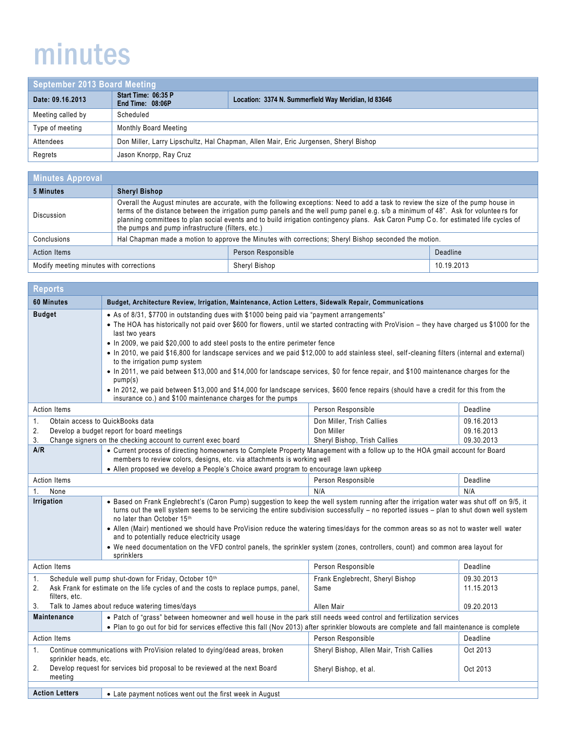# minutes

| September 2013 Board Meeting | | |
|---|---|---|
| **Date: 09.16.2013** | **Start Time: 06:35 P**<br>**End Time: 08:06P** | **Location: 3374 N. Summerfield Way Meridian, Id 83646** |
| Meeting called by | Scheduled | |
| Type of meeting | Monthly Board Meeting | |
| Attendees | Don Miller, Larry Lipschultz, Hal Chapman, Allen Mair, Eric Jurgensen, Sheryl Bishop | |
| Regrets | Jason Knorpp, Ray Cruz | |

## Minutes Approval

| **5 Minutes** | **Sheryl Bishop** | |
|---|---|---|
| Discussion | Overall the August minutes are accurate, with the following exceptions: Need to add a task to review the size of the pump house in terms of the distance between the irrigation pump panels and the well pump panel e.g. s/b a minimum of 48". Ask for volunteers for planning committees to plan social events and to build irrigation contingency plans. Ask Caron Pump Co. for estimated life cycles of the pumps and pump infrastructure (filters, etc.) | |
| Conclusions | Hal Chapman made a motion to approve the Minutes with corrections; Sheryl Bishop seconded the motion. | |
| **Action Items** | **Person Responsible** | **Deadline** |
| Modify meeting minutes with corrections | Sheryl Bishop | 10.19.2013 |

## Reports

| **60 Minutes** | **Budget, Architecture Review, Irrigation, Maintenance, Action Letters, Sidewalk Repair, Communications** | |
|---|---|---|

**Budget**

- As of 8/31, $7700 in outstanding dues with $1000 being paid via "payment arrangements"
- The HOA has historically not paid over $600 for flowers, until we started contracting with ProVision – they have charged us $1000 for the last two years
- In 2009, we paid $20,000 to add steel posts to the entire perimeter fence
- In 2010, we paid $16,800 for landscape services and we paid $12,000 to add stainless steel, self-cleaning filters (internal and external) to the irrigation pump system
- In 2011, we paid between $13,000 and $14,000 for landscape services, $0 for fence repair, and $100 maintenance charges for the pump(s)
- In 2012, we paid between $13,000 and $14,000 for landscape services, $600 fence repairs (should have a credit for this from the insurance co.) and $100 maintenance charges for the pumps

| Action Items | Person Responsible | Deadline |
|---|---|---|
| 1. Obtain access to QuickBooks data | Don Miller, Trish Callies | 09.16.2013 |
| 2. Develop a budget report for board meetings | Don Miller | 09.16.2013 |
| 3. Change signers on the checking account to current exec board | Sheryl Bishop, Trish Callies | 09.30.2013 |

**A/R**

- Current process of directing homeowners to Complete Property Management with a follow up to the HOA gmail account for Board members to review colors, designs, etc. via attachments is working well
- Allen proposed we develop a People's Choice award program to encourage lawn upkeep

| Action Items | Person Responsible | Deadline |
|---|---|---|
| 1. None | N/A | N/A |

**Irrigation**

- Based on Frank Englebrecht's (Caron Pump) suggestion to keep the well system running after the irrigation water was shut off on 9/5, it turns out the well system seems to be servicing the entire subdivision successfully – no reported issues – plan to shut down well system no later than October 15th
- Allen (Mair) mentioned we should have ProVision reduce the watering times/days for the common areas so as not to waster well water and to potentially reduce electricity usage
- We need documentation on the VFD control panels, the sprinkler system (zones, controllers, count) and common area layout for sprinklers

| Action Items | Person Responsible | Deadline |
|---|---|---|
| 1. Schedule well pump shut-down for Friday, October 10th | Frank Englebrecht, Sheryl Bishop | 09.30.2013 |
| 2. Ask Frank for estimate on the life cycles of and the costs to replace pumps, panel, filters, etc. | Same | 11.15.2013 |
| 3. Talk to James about reduce watering times/days | Allen Mair | 09.20.2013 |

**Maintenance**

- Patch of "grass" between homeowner and well house in the park still needs weed control and fertilization services
- Plan to go out for bid for services effective this fall (Nov 2013) after sprinkler blowouts are complete and fall maintenance is complete

| Action Items | Person Responsible | Deadline |
|---|---|---|
| 1. Continue communications with ProVision related to dying/dead areas, broken sprinkler heads, etc. | Sheryl Bishop, Allen Mair, Trish Callies | Oct 2013 |
| 2. Develop request for services bid proposal to be reviewed at the next Board meeting | Sheryl Bishop, et al. | Oct 2013 |

**Action Letters**

- Late payment notices went out the first week in August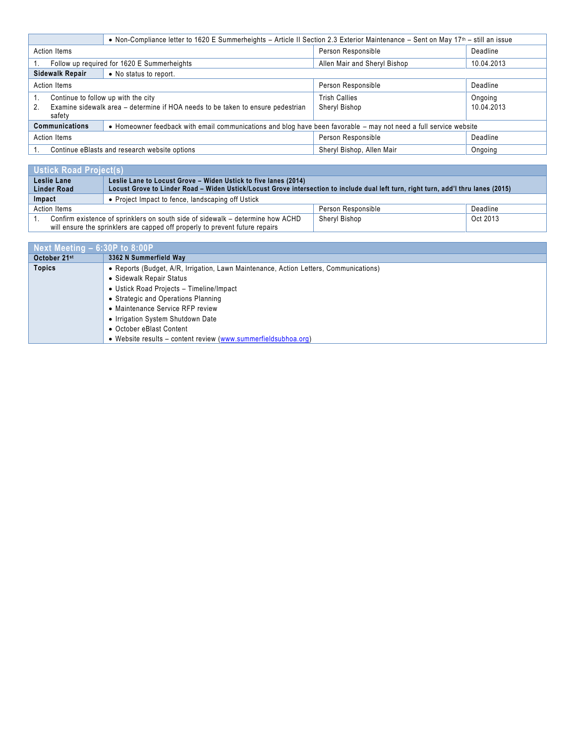| | | | |
|---|---|---|---|
| | • Non-Compliance letter to 1620 E Summerheights – Article II Section 2.3 Exterior Maintenance – Sent on May 17th – still an issue | | |
| Action Items | | Person Responsible | Deadline |
| 1. Follow up required for 1620 E Summerheights | | Allen Mair and Sheryl Bishop | 10.04.2013 |
| **Sidewalk Repair** | • No status to report. | | |
| Action Items | | Person Responsible | Deadline |
| 1. Continue to follow up with the city<br>2. Examine sidewalk area – determine if HOA needs to be taken to ensure pedestrian safety | | Trish Callies<br>Sheryl Bishop | Ongoing<br>10.04.2013 |
| **Communications** | • Homeowner feedback with email communications and blog have been favorable – may not need a full service website | | |
| Action Items | | Person Responsible | Deadline |
| 1. Continue eBlasts and research website options | | Sheryl Bishop, Allen Mair | Ongoing |

## Ustick Road Project(s)

| | | | |
|---|---|---|---|
| **Leslie Lane**<br>**Linder Road** | **Leslie Lane to Locust Grove – Widen Ustick to five lanes (2014)**<br>**Locust Grove to Linder Road – Widen Ustick/Locust Grove intersection to include dual left turn, right turn, add'l thru lanes (2015)** | | |
| **Impact** | • Project Impact to fence, landscaping off Ustick | | |
| Action Items | | Person Responsible | Deadline |
| 1. Confirm existence of sprinklers on south side of sidewalk – determine how ACHD will ensure the sprinklers are capped off properly to prevent future repairs | | Sheryl Bishop | Oct 2013 |

## Next Meeting – 6:30P to 8:00P

| | |
|---|---|
| **October 21st** | **3362 N Summerfield Way** |
| **Topics** | • Reports (Budget, A/R, Irrigation, Lawn Maintenance, Action Letters, Communications)<br>• Sidewalk Repair Status<br>• Ustick Road Projects – Timeline/Impact<br>• Strategic and Operations Planning<br>• Maintenance Service RFP review<br>• Irrigation System Shutdown Date<br>• October eBlast Content<br>• Website results – content review (www.summerfieldsubhoa.org) |